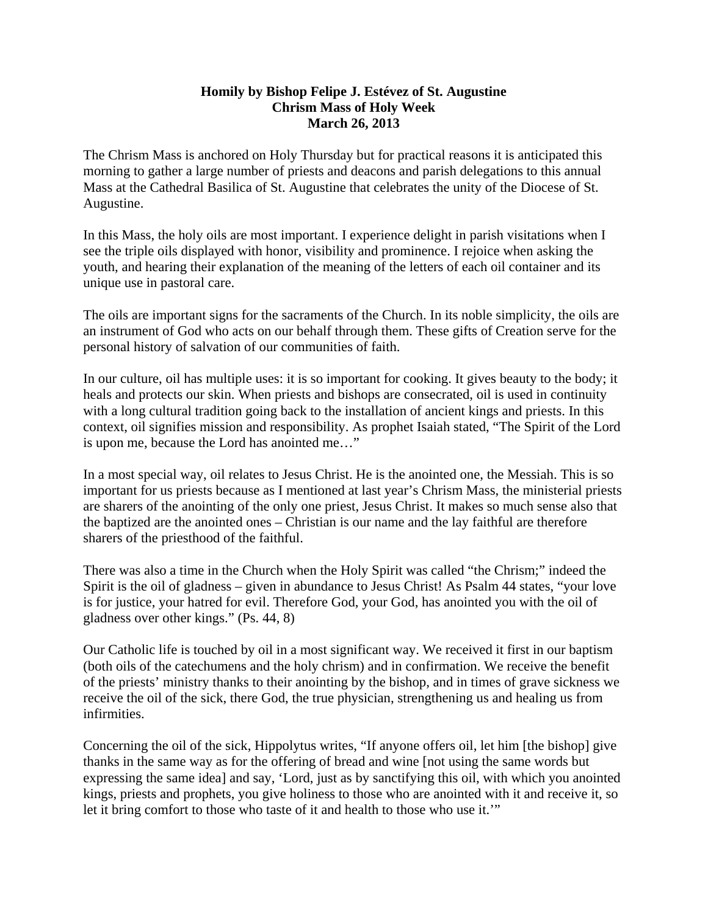**Homily by Bishop Felipe J. Estévez of St. Augustine**
**Chrism Mass of Holy Week**
**March 26, 2013**

The Chrism Mass is anchored on Holy Thursday but for practical reasons it is anticipated this morning to gather a large number of priests and deacons and parish delegations to this annual Mass at the Cathedral Basilica of St. Augustine that celebrates the unity of the Diocese of St. Augustine.

In this Mass, the holy oils are most important. I experience delight in parish visitations when I see the triple oils displayed with honor, visibility and prominence. I rejoice when asking the youth, and hearing their explanation of the meaning of the letters of each oil container and its unique use in pastoral care.

The oils are important signs for the sacraments of the Church. In its noble simplicity, the oils are an instrument of God who acts on our behalf through them. These gifts of Creation serve for the personal history of salvation of our communities of faith.

In our culture, oil has multiple uses: it is so important for cooking. It gives beauty to the body; it heals and protects our skin. When priests and bishops are consecrated, oil is used in continuity with a long cultural tradition going back to the installation of ancient kings and priests. In this context, oil signifies mission and responsibility. As prophet Isaiah stated, "The Spirit of the Lord is upon me, because the Lord has anointed me…"

In a most special way, oil relates to Jesus Christ. He is the anointed one, the Messiah. This is so important for us priests because as I mentioned at last year's Chrism Mass, the ministerial priests are sharers of the anointing of the only one priest, Jesus Christ. It makes so much sense also that the baptized are the anointed ones – Christian is our name and the lay faithful are therefore sharers of the priesthood of the faithful.

There was also a time in the Church when the Holy Spirit was called "the Chrism;" indeed the Spirit is the oil of gladness – given in abundance to Jesus Christ! As Psalm 44 states, "your love is for justice, your hatred for evil. Therefore God, your God, has anointed you with the oil of gladness over other kings." (Ps. 44, 8)

Our Catholic life is touched by oil in a most significant way. We received it first in our baptism (both oils of the catechumens and the holy chrism) and in confirmation. We receive the benefit of the priests' ministry thanks to their anointing by the bishop, and in times of grave sickness we receive the oil of the sick, there God, the true physician, strengthening us and healing us from infirmities.

Concerning the oil of the sick, Hippolytus writes, "If anyone offers oil, let him [the bishop] give thanks in the same way as for the offering of bread and wine [not using the same words but expressing the same idea] and say, 'Lord, just as by sanctifying this oil, with which you anointed kings, priests and prophets, you give holiness to those who are anointed with it and receive it, so let it bring comfort to those who taste of it and health to those who use it.'"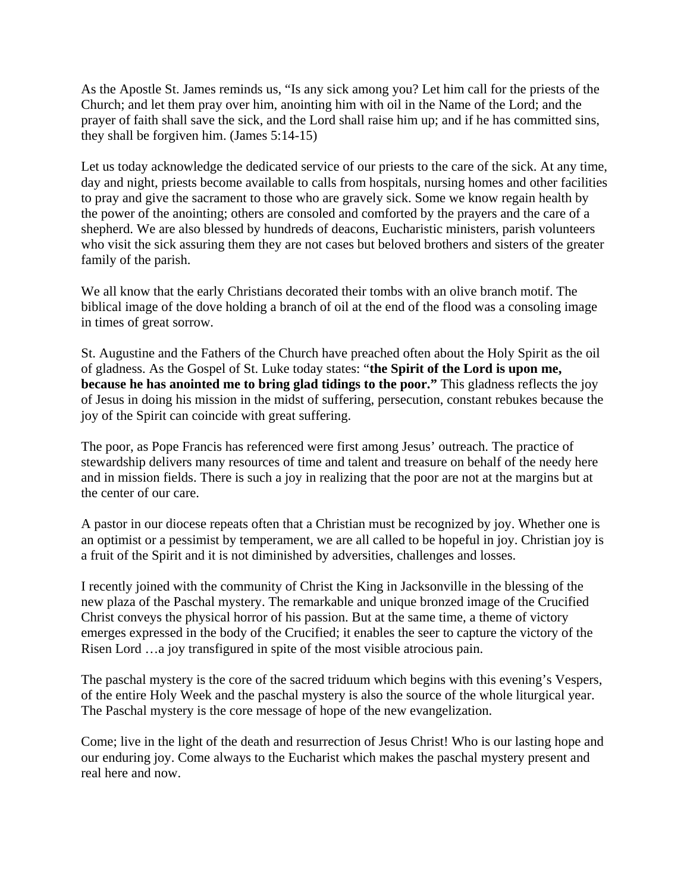As the Apostle St. James reminds us, "Is any sick among you? Let him call for the priests of the Church; and let them pray over him, anointing him with oil in the Name of the Lord; and the prayer of faith shall save the sick, and the Lord shall raise him up; and if he has committed sins, they shall be forgiven him. (James 5:14-15)

Let us today acknowledge the dedicated service of our priests to the care of the sick. At any time, day and night, priests become available to calls from hospitals, nursing homes and other facilities to pray and give the sacrament to those who are gravely sick. Some we know regain health by the power of the anointing; others are consoled and comforted by the prayers and the care of a shepherd. We are also blessed by hundreds of deacons, Eucharistic ministers, parish volunteers who visit the sick assuring them they are not cases but beloved brothers and sisters of the greater family of the parish.

We all know that the early Christians decorated their tombs with an olive branch motif. The biblical image of the dove holding a branch of oil at the end of the flood was a consoling image in times of great sorrow.

St. Augustine and the Fathers of the Church have preached often about the Holy Spirit as the oil of gladness. As the Gospel of St. Luke today states: "**the Spirit of the Lord is upon me, because he has anointed me to bring glad tidings to the poor."** This gladness reflects the joy of Jesus in doing his mission in the midst of suffering, persecution, constant rebukes because the joy of the Spirit can coincide with great suffering.

The poor, as Pope Francis has referenced were first among Jesus' outreach. The practice of stewardship delivers many resources of time and talent and treasure on behalf of the needy here and in mission fields. There is such a joy in realizing that the poor are not at the margins but at the center of our care.

A pastor in our diocese repeats often that a Christian must be recognized by joy. Whether one is an optimist or a pessimist by temperament, we are all called to be hopeful in joy. Christian joy is a fruit of the Spirit and it is not diminished by adversities, challenges and losses.

I recently joined with the community of Christ the King in Jacksonville in the blessing of the new plaza of the Paschal mystery. The remarkable and unique bronzed image of the Crucified Christ conveys the physical horror of his passion. But at the same time, a theme of victory emerges expressed in the body of the Crucified; it enables the seer to capture the victory of the Risen Lord …a joy transfigured in spite of the most visible atrocious pain.

The paschal mystery is the core of the sacred triduum which begins with this evening's Vespers, of the entire Holy Week and the paschal mystery is also the source of the whole liturgical year. The Paschal mystery is the core message of hope of the new evangelization.

Come; live in the light of the death and resurrection of Jesus Christ! Who is our lasting hope and our enduring joy. Come always to the Eucharist which makes the paschal mystery present and real here and now.